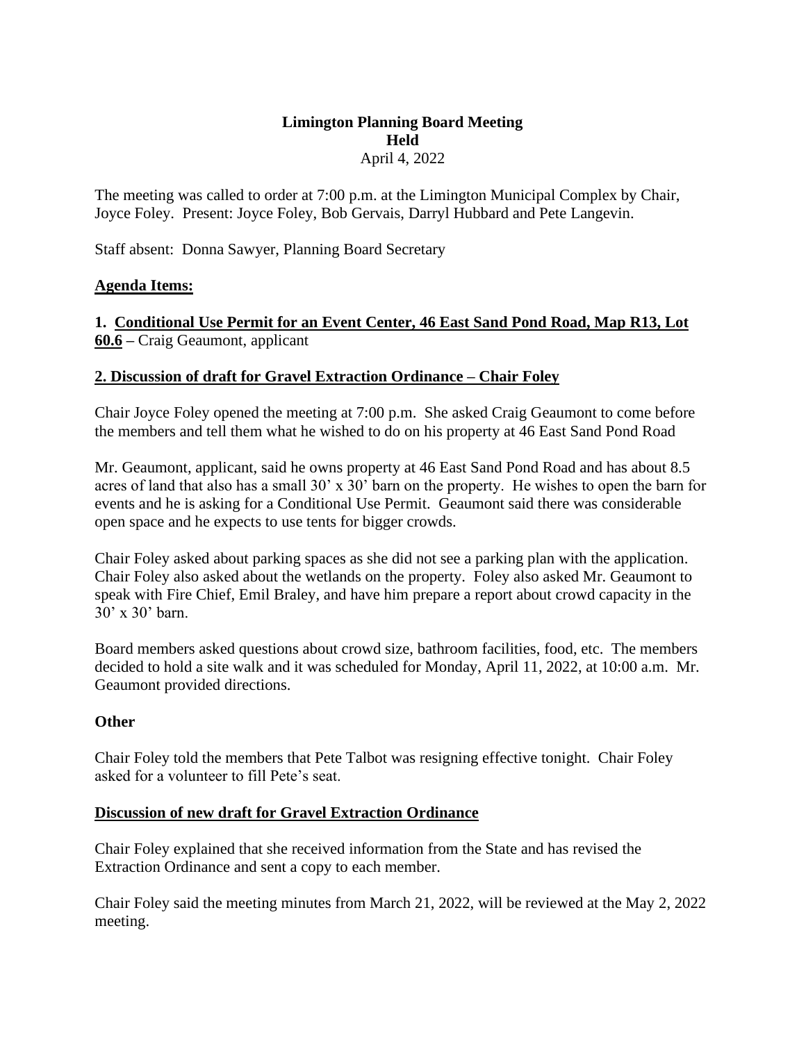**Limington Planning Board Meeting**
**Held**
April 4, 2022

The meeting was called to order at 7:00 p.m. at the Limington Municipal Complex by Chair, Joyce Foley. Present: Joyce Foley, Bob Gervais, Darryl Hubbard and Pete Langevin.

Staff absent: Donna Sawyer, Planning Board Secretary

**<u>Agenda Items:</u>**

**1. <u>Conditional Use Permit for an Event Center, 46 East Sand Pond Road, Map R13, Lot 60.6</u> –** Craig Geaumont, applicant

**<u>2. Discussion of draft for Gravel Extraction Ordinance – Chair Foley</u>**

Chair Joyce Foley opened the meeting at 7:00 p.m. She asked Craig Geaumont to come before the members and tell them what he wished to do on his property at 46 East Sand Pond Road

Mr. Geaumont, applicant, said he owns property at 46 East Sand Pond Road and has about 8.5 acres of land that also has a small 30' x 30' barn on the property. He wishes to open the barn for events and he is asking for a Conditional Use Permit. Geaumont said there was considerable open space and he expects to use tents for bigger crowds.

Chair Foley asked about parking spaces as she did not see a parking plan with the application. Chair Foley also asked about the wetlands on the property. Foley also asked Mr. Geaumont to speak with Fire Chief, Emil Braley, and have him prepare a report about crowd capacity in the 30' x 30' barn.

Board members asked questions about crowd size, bathroom facilities, food, etc. The members decided to hold a site walk and it was scheduled for Monday, April 11, 2022, at 10:00 a.m. Mr. Geaumont provided directions.

**Other**

Chair Foley told the members that Pete Talbot was resigning effective tonight. Chair Foley asked for a volunteer to fill Pete's seat.

**<u>Discussion of new draft for Gravel Extraction Ordinance</u>**

Chair Foley explained that she received information from the State and has revised the Extraction Ordinance and sent a copy to each member.

Chair Foley said the meeting minutes from March 21, 2022, will be reviewed at the May 2, 2022 meeting.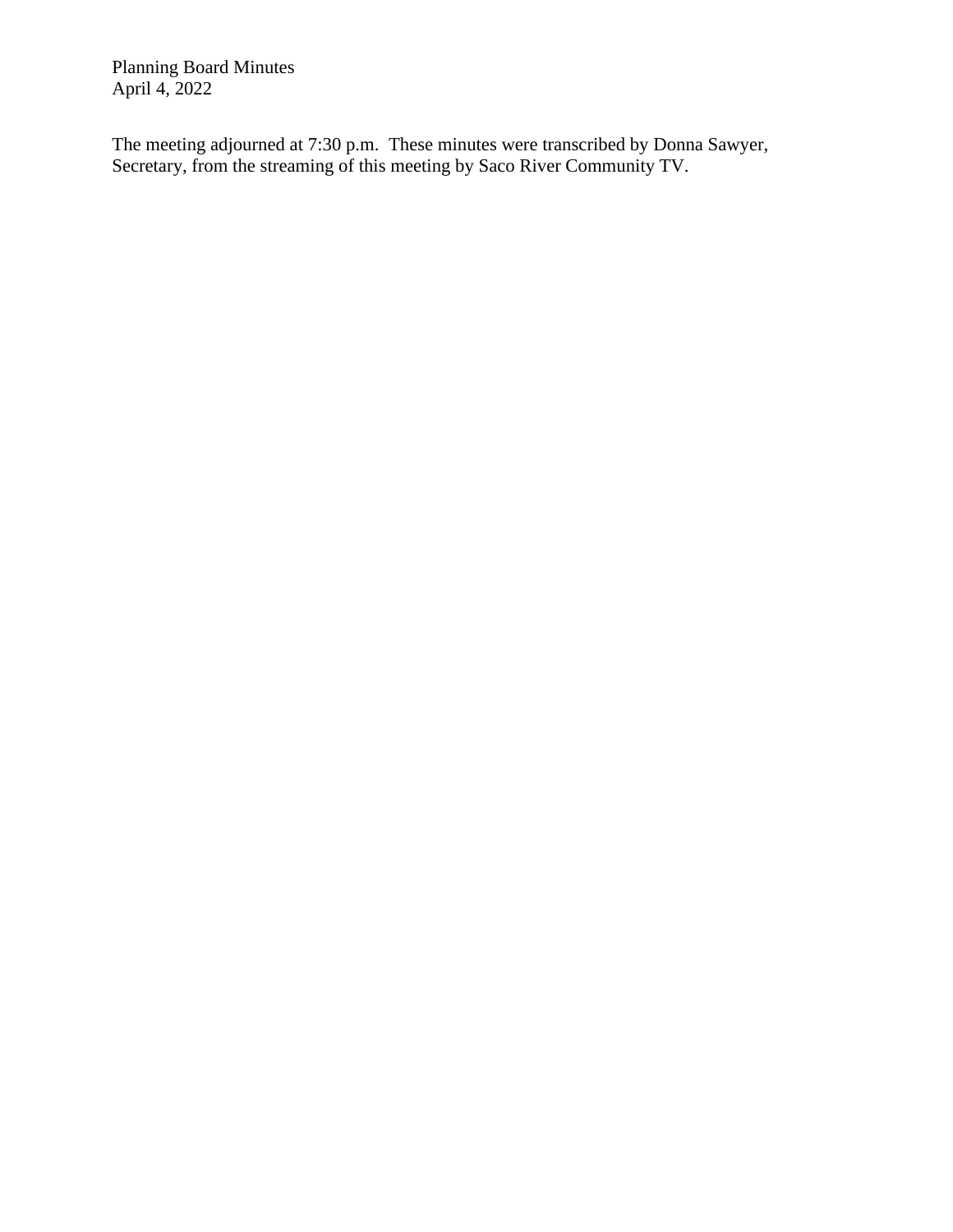The meeting adjourned at 7:30 p.m. These minutes were transcribed by Donna Sawyer, Secretary, from the streaming of this meeting by Saco River Community TV.